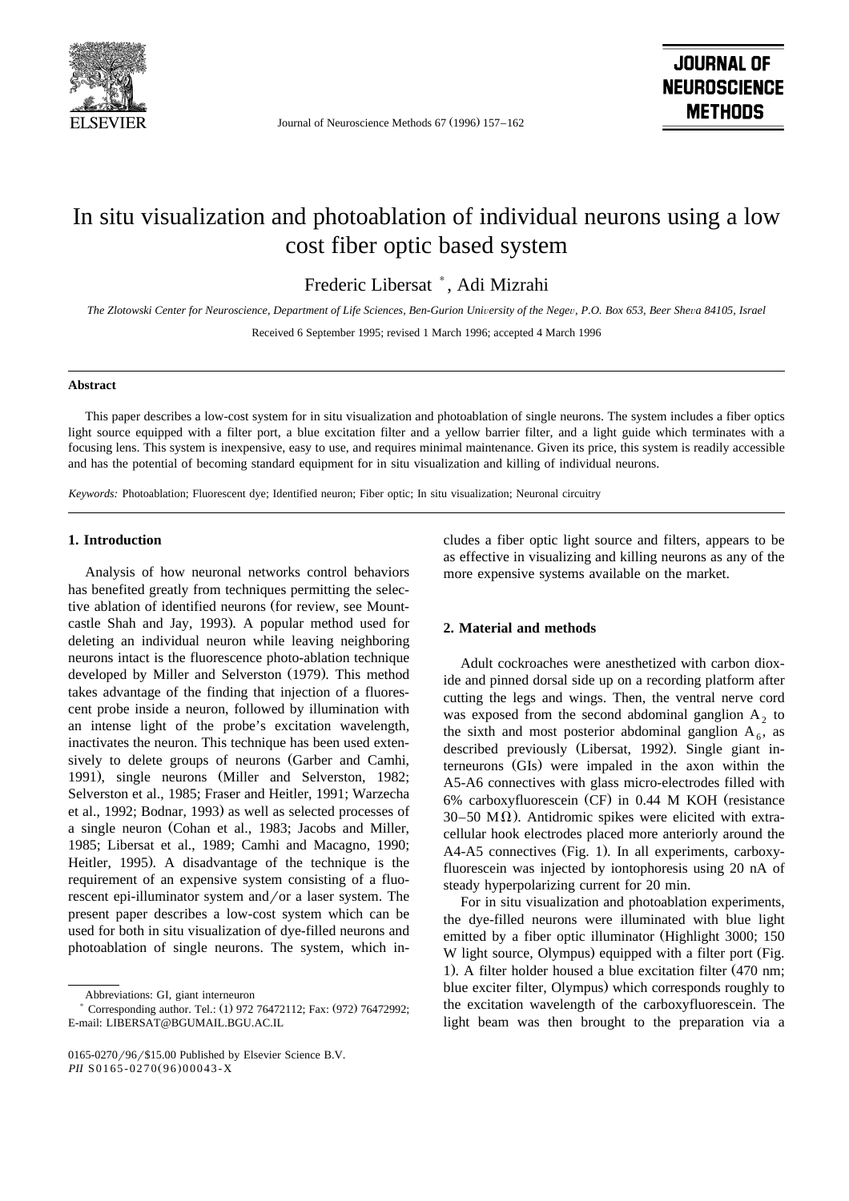# In situ visualization and photoablation of individual neurons using a low cost fiber optic based system

Frederic Libersat *, Adi Mizrahi

*The Zlotowski Center for Neuroscience, Department of Life Sciences, Ben-Gurion University of the Negev, P.O. Box 653, Beer Sheva 84105, Israel*

Received 6 September 1995; revised 1 March 1996; accepted 4 March 1996

## Abstract

This paper describes a low-cost system for in situ visualization and photoablation of single neurons. The system includes a fiber optics light source equipped with a filter port, a blue excitation filter and a yellow barrier filter, and a light guide which terminates with a focusing lens. This system is inexpensive, easy to use, and requires minimal maintenance. Given its price, this system is readily accessible and has the potential of becoming standard equipment for in situ visualization and killing of individual neurons.

*Keywords:* Photoablation; Fluorescent dye; Identified neuron; Fiber optic; In situ visualization; Neuronal circuitry

## 1. Introduction

Analysis of how neuronal networks control behaviors has benefited greatly from techniques permitting the selective ablation of identified neurons (for review, see Mountcastle Shah and Jay, 1993). A popular method used for deleting an individual neuron while leaving neighboring neurons intact is the fluorescence photo-ablation technique developed by Miller and Selverston (1979). This method takes advantage of the finding that injection of a fluorescent probe inside a neuron, followed by illumination with an intense light of the probe's excitation wavelength, inactivates the neuron. This technique has been used extensively to delete groups of neurons (Garber and Camhi, 1991), single neurons (Miller and Selverston, 1982; Selverston et al., 1985; Fraser and Heitler, 1991; Warzecha et al., 1992; Bodnar, 1993) as well as selected processes of a single neuron (Cohan et al., 1983; Jacobs and Miller, 1985; Libersat et al., 1989; Camhi and Macagno, 1990; Heitler, 1995). A disadvantage of the technique is the requirement of an expensive system consisting of a fluorescent epi-illuminator system and/or a laser system. The present paper describes a low-cost system which can be used for both in situ visualization of dye-filled neurons and photoablation of single neurons. The system, which includes a fiber optic light source and filters, appears to be as effective in visualizing and killing neurons as any of the more expensive systems available on the market.

## 2. Material and methods

Adult cockroaches were anesthetized with carbon dioxide and pinned dorsal side up on a recording platform after cutting the legs and wings. Then, the ventral nerve cord was exposed from the second abdominal ganglion $A_2$ to the sixth and most posterior abdominal ganglion $A_6$, as described previously (Libersat, 1992). Single giant interneurons (GIs) were impaled in the axon within the A5-A6 connectives with glass micro-electrodes filled with 6% carboxyfluorescein (CF) in 0.44 M KOH (resistance 30–50 MΩ). Antidromic spikes were elicited with extracellular hook electrodes placed more anteriorly around the A4-A5 connectives (Fig. 1). In all experiments, carboxyfluorescein was injected by iontophoresis using 20 nA of steady hyperpolarizing current for 20 min.

For in situ visualization and photoablation experiments, the dye-filled neurons were illuminated with blue light emitted by a fiber optic illuminator (Highlight 3000; 150 W light source, Olympus) equipped with a filter port (Fig. 1). A filter holder housed a blue excitation filter (470 nm; blue exciter filter, Olympus) which corresponds roughly to the excitation wavelength of the carboxyfluorescein. The light beam was then brought to the preparation via a

Abbreviations: GI, giant interneuron

* Corresponding author. Tel.: (1) 972 76472112; Fax: (972) 76472992; E-mail: LIBERSAT@BGUMAIL.BGU.AC.IL

0165-0270/96/$15.00 Published by Elsevier Science B.V.
*PII* S0165-0270(96)00043-X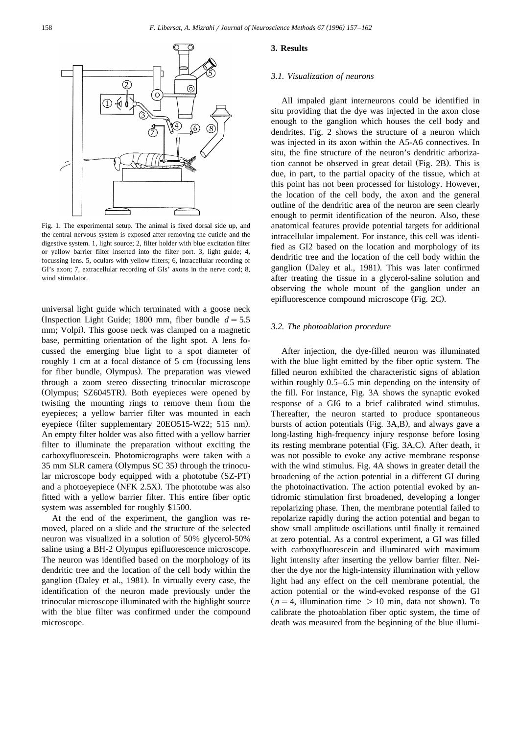Fig. 1. The experimental setup. The animal is fixed dorsal side up, and the central nervous system is exposed after removing the cuticle and the digestive system. 1, light source; 2, filter holder with blue excitation filter or yellow barrier filter inserted into the filter port. 3, light guide; 4, focussing lens. 5, oculars with yellow filters; 6, intracellular recording of GI's axon; 7, extracellular recording of GIs' axons in the nerve cord; 8, wind stimulator.

universal light guide which terminated with a goose neck (Inspection Light Guide; 1800 mm, fiber bundle $d = 5.5$ mm; Volpi). This goose neck was clamped on a magnetic base, permitting orientation of the light spot. A lens focussed the emerging blue light to a spot diameter of roughly 1 cm at a focal distance of 5 cm (focussing lens for fiber bundle, Olympus). The preparation was viewed through a zoom stereo dissecting trinocular microscope (Olympus; SZ6045TR). Both eyepieces were opened by twisting the mounting rings to remove them from the eyepieces; a yellow barrier filter was mounted in each eyepiece (filter supplementary 20EO515-W22; 515 nm). An empty filter holder was also fitted with a yellow barrier filter to illuminate the preparation without exciting the carboxyfluorescein. Photomicrographs were taken with a 35 mm SLR camera (Olympus SC 35) through the trinocular microscope body equipped with a phototube (SZ-PT) and a photoeyepiece (NFK 2.5X). The phototube was also fitted with a yellow barrier filter. This entire fiber optic system was assembled for roughly $1500.

At the end of the experiment, the ganglion was removed, placed on a slide and the structure of the selected neuron was visualized in a solution of 50% glycerol-50% saline using a BH-2 Olympus epifluorescence microscope. The neuron was identified based on the morphology of its dendritic tree and the location of the cell body within the ganglion (Daley et al., 1981). In virtually every case, the identification of the neuron made previously under the trinocular microscope illuminated with the highlight source with the blue filter was confirmed under the compound microscope.

## 3. Results

### 3.1. Visualization of neurons

All impaled giant interneurons could be identified in situ providing that the dye was injected in the axon close enough to the ganglion which houses the cell body and dendrites. Fig. 2 shows the structure of a neuron which was injected in its axon within the A5-A6 connectives. In situ, the fine structure of the neuron's dendritic arborization cannot be observed in great detail (Fig. 2B). This is due, in part, to the partial opacity of the tissue, which at this point has not been processed for histology. However, the location of the cell body, the axon and the general outline of the dendritic area of the neuron are seen clearly enough to permit identification of the neuron. Also, these anatomical features provide potential targets for additional intracellular impalement. For instance, this cell was identified as GI2 based on the location and morphology of its dendritic tree and the location of the cell body within the ganglion (Daley et al., 1981). This was later confirmed after treating the tissue in a glycerol-saline solution and observing the whole mount of the ganglion under an epifluorescence compound microscope (Fig. 2C).

### 3.2. The photoablation procedure

After injection, the dye-filled neuron was illuminated with the blue light emitted by the fiber optic system. The filled neuron exhibited the characteristic signs of ablation within roughly 0.5–6.5 min depending on the intensity of the fill. For instance, Fig. 3A shows the synaptic evoked response of a GI6 to a brief calibrated wind stimulus. Thereafter, the neuron started to produce spontaneous bursts of action potentials (Fig. 3A,B), and always gave a long-lasting high-frequency injury response before losing its resting membrane potential (Fig. 3A,C). After death, it was not possible to evoke any active membrane response with the wind stimulus. Fig. 4A shows in greater detail the broadening of the action potential in a different GI during the photoinactivation. The action potential evoked by antidromic stimulation first broadened, developing a longer repolarizing phase. Then, the membrane potential failed to repolarize rapidly during the action potential and began to show small amplitude oscillations until finally it remained at zero potential. As a control experiment, a GI was filled with carboxyfluorescein and illuminated with maximum light intensity after inserting the yellow barrier filter. Neither the dye nor the high-intensity illumination with yellow light had any effect on the cell membrane potential, the action potential or the wind-evoked response of the GI ($n = 4$, illumination time $> 10$ min, data not shown). To calibrate the photoablation fiber optic system, the time of death was measured from the beginning of the blue illumi-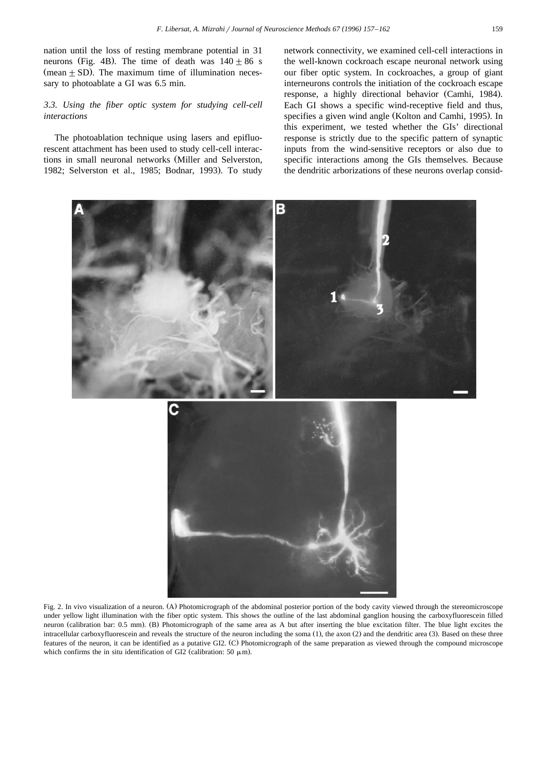nation until the loss of resting membrane potential in 31 neurons (Fig. 4B). The time of death was $140 \pm 86$ s (mean $\pm$ SD). The maximum time of illumination necessary to photoablate a GI was 6.5 min.

### *3.3. Using the fiber optic system for studying cell-cell interactions*

The photoablation technique using lasers and epifluorescent attachment has been used to study cell-cell interactions in small neuronal networks (Miller and Selverston, 1982; Selverston et al., 1985; Bodnar, 1993). To study network connectivity, we examined cell-cell interactions in the well-known cockroach escape neuronal network using our fiber optic system. In cockroaches, a group of giant interneurons controls the initiation of the cockroach escape response, a highly directional behavior (Camhi, 1984). Each GI shows a specific wind-receptive field and thus, specifies a given wind angle (Kolton and Camhi, 1995). In this experiment, we tested whether the GIs' directional response is strictly due to the specific pattern of synaptic inputs from the wind-sensitive receptors or also due to specific interactions among the GIs themselves. Because the dendritic arborizations of these neurons overlap consid-

Fig. 2. In vivo visualization of a neuron. (A) Photomicrograph of the abdominal posterior portion of the body cavity viewed through the stereomicroscope under yellow light illumination with the fiber optic system. This shows the outline of the last abdominal ganglion housing the carboxyfluorescein filled neuron (calibration bar: 0.5 mm). (B) Photomicrograph of the same area as A but after inserting the blue excitation filter. The blue light excites the intracellular carboxyfluorescein and reveals the structure of the neuron including the soma (1), the axon (2) and the dendritic area (3). Based on these three features of the neuron, it can be identified as a putative GI2. (C) Photomicrograph of the same preparation as viewed through the compound microscope which confirms the in situ identification of GI2 (calibration: 50 μm).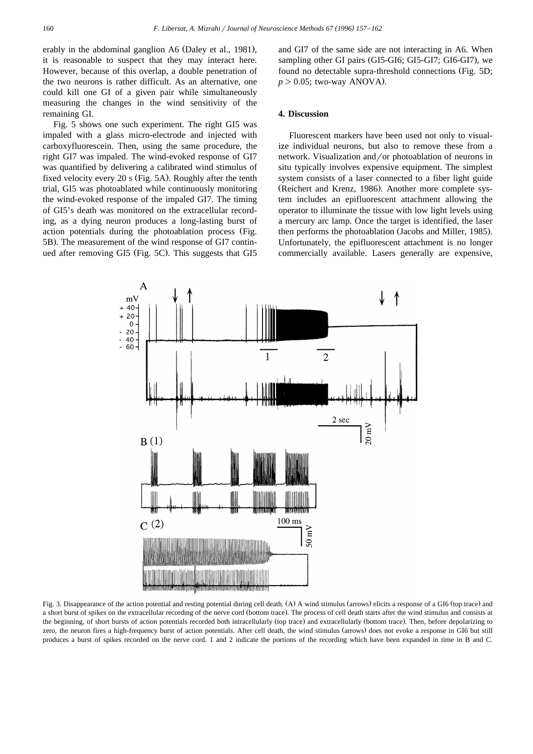erably in the abdominal ganglion A6 (Daley et al., 1981), it is reasonable to suspect that they may interact here. However, because of this overlap, a double penetration of the two neurons is rather difficult. As an alternative, one could kill one GI of a given pair while simultaneously measuring the changes in the wind sensitivity of the remaining GI.

Fig. 5 shows one such experiment. The right GI5 was impaled with a glass micro-electrode and injected with carboxyfluorescein. Then, using the same procedure, the right GI7 was impaled. The wind-evoked response of GI7 was quantified by delivering a calibrated wind stimulus of fixed velocity every 20 s (Fig. 5A). Roughly after the tenth trial, GI5 was photoablated while continuously monitoring the wind-evoked response of the impaled GI7. The timing of GI5's death was monitored on the extracellular recording, as a dying neuron produces a long-lasting burst of action potentials during the photoablation process (Fig. 5B). The measurement of the wind response of GI7 continued after removing GI5 (Fig. 5C). This suggests that GI5 and GI7 of the same side are not interacting in A6. When sampling other GI pairs (GI5-GI6; GI5-GI7; GI6-GI7), we found no detectable supra-threshold connections (Fig. 5D; $p > 0.05$; two-way ANOVA).

## 4. Discussion

Fluorescent markers have been used not only to visualize individual neurons, but also to remove these from a network. Visualization and/or photoablation of neurons in situ typically involves expensive equipment. The simplest system consists of a laser connected to a fiber light guide (Reichert and Krenz, 1986). Another more complete system includes an epifluorescent attachment allowing the operator to illuminate the tissue with low light levels using a mercury arc lamp. Once the target is identified, the laser then performs the photoablation (Jacobs and Miller, 1985). Unfortunately, the epifluorescent attachment is no longer commercially available. Lasers generally are expensive,

Fig. 3. Disappearance of the action potential and resting potential during cell death. (A) A wind stimulus (arrows) elicits a response of a GI6 (top trace) and a short burst of spikes on the extracellular recording of the nerve cord (bottom trace). The process of cell death starts after the wind stimulus and consists at the beginning, of short bursts of action potentials recorded both intracellularly (top trace) and extracellularly (bottom trace). Then, before depolarizing to zero, the neuron fires a high-frequency burst of action potentials. After cell death, the wind stimulus (arrows) does not evoke a response in GI6 but still produces a burst of spikes recorded on the nerve cord. 1 and 2 indicate the portions of the recording which have been expanded in time in B and C.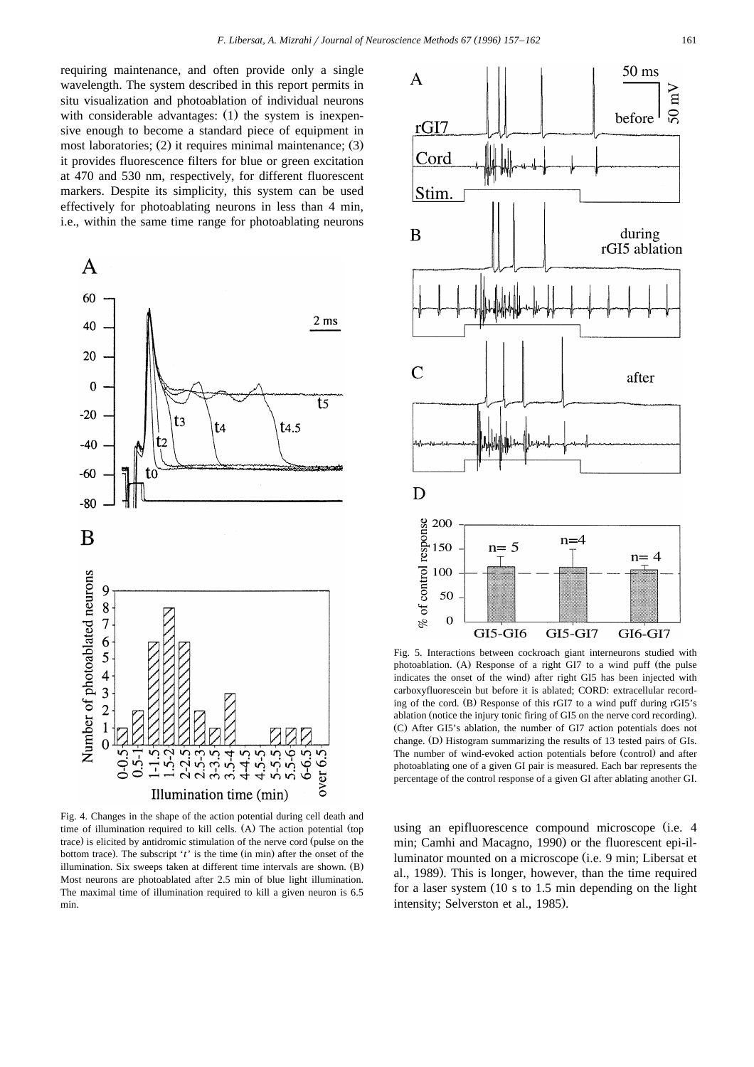requiring maintenance, and often provide only a single wavelength. The system described in this report permits in situ visualization and photoablation of individual neurons with considerable advantages: (1) the system is inexpensive enough to become a standard piece of equipment in most laboratories; (2) it requires minimal maintenance; (3) it provides fluorescence filters for blue or green excitation at 470 and 530 nm, respectively, for different fluorescent markers. Despite its simplicity, this system can be used effectively for photoablating neurons in less than 4 min, i.e., within the same time range for photoablating neurons using an epifluorescence compound microscope (i.e. 4 min; Camhi and Macagno, 1990) or the fluorescent epi-illuminator mounted on a microscope (i.e. 9 min; Libersat et al., 1989). This is longer, however, than the time required for a laser system (10 s to 1.5 min depending on the light intensity; Selverston et al., 1985).

Fig. 4. Changes in the shape of the action potential during cell death and time of illumination required to kill cells. (A) The action potential (top trace) is elicited by antidromic stimulation of the nerve cord (pulse on the bottom trace). The subscript '*t*' is the time (in min) after the onset of the illumination. Six sweeps taken at different time intervals are shown. (B) Most neurons are photoablated after 2.5 min of blue light illumination. The maximal time of illumination required to kill a given neuron is 6.5 min.

Fig. 5. Interactions between cockroach giant interneurons studied with photoablation. (A) Response of a right GI7 to a wind puff (the pulse indicates the onset of the wind) after right GI5 has been injected with carboxyfluorescein but before it is ablated; CORD: extracellular recording of the cord. (B) Response of this rGI7 to a wind puff during rGI5's ablation (notice the injury tonic firing of GI5 on the nerve cord recording). (C) After GI5's ablation, the number of GI7 action potentials does not change. (D) Histogram summarizing the results of 13 tested pairs of GIs. The number of wind-evoked action potentials before (control) and after photoablating one of a given GI pair is measured. Each bar represents the percentage of the control response of a given GI after ablating another GI.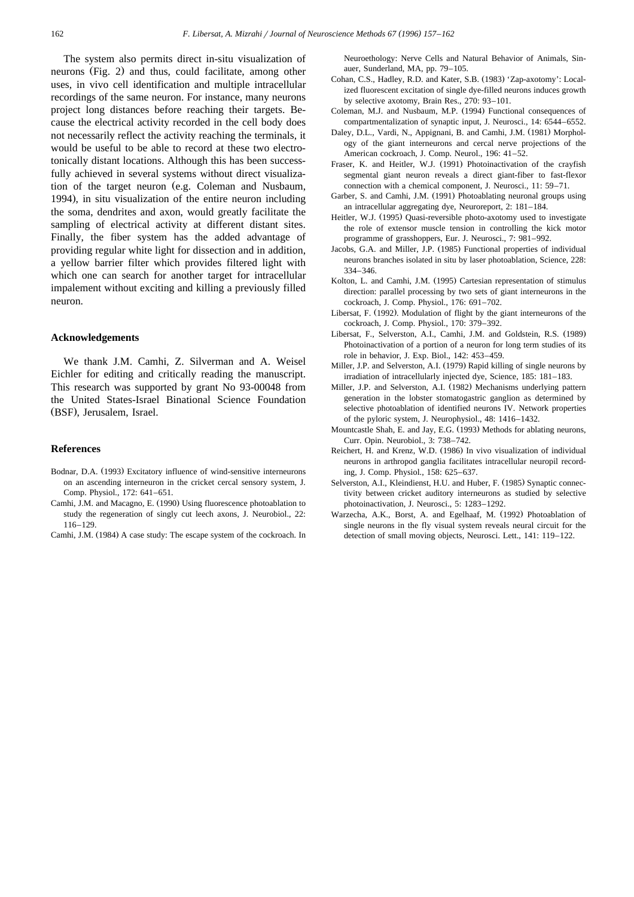The system also permits direct in-situ visualization of neurons (Fig. 2) and thus, could facilitate, among other uses, in vivo cell identification and multiple intracellular recordings of the same neuron. For instance, many neurons project long distances before reaching their targets. Because the electrical activity recorded in the cell body does not necessarily reflect the activity reaching the terminals, it would be useful to be able to record at these two electrotonically distant locations. Although this has been successfully achieved in several systems without direct visualization of the target neuron (e.g. Coleman and Nusbaum, 1994), in situ visualization of the entire neuron including the soma, dendrites and axon, would greatly facilitate the sampling of electrical activity at different distant sites. Finally, the fiber system has the added advantage of providing regular white light for dissection and in addition, a yellow barrier filter which provides filtered light with which one can search for another target for intracellular impalement without exciting and killing a previously filled neuron.

## Acknowledgements

We thank J.M. Camhi, Z. Silverman and A. Weisel Eichler for editing and critically reading the manuscript. This research was supported by grant No 93-00048 from the United States-Israel Binational Science Foundation (BSF), Jerusalem, Israel.

## References

Bodnar, D.A. (1993) Excitatory influence of wind-sensitive interneurons on an ascending interneuron in the cricket cercal sensory system, J. Comp. Physiol., 172: 641–651.

Camhi, J.M. and Macagno, E. (1990) Using fluorescence photoablation to study the regeneration of singly cut leech axons, J. Neurobiol., 22: 116–129.

Camhi, J.M. (1984) A case study: The escape system of the cockroach. In Neuroethology: Nerve Cells and Natural Behavior of Animals, Sinauer, Sunderland, MA, pp. 79–105.

Cohan, C.S., Hadley, R.D. and Kater, S.B. (1983) 'Zap-axotomy': Localized fluorescent excitation of single dye-filled neurons induces growth by selective axotomy, Brain Res., 270: 93–101.

Coleman, M.J. and Nusbaum, M.P. (1994) Functional consequences of compartmentalization of synaptic input, J. Neurosci., 14: 6544–6552.

Daley, D.L., Vardi, N., Appignani, B. and Camhi, J.M. (1981) Morphology of the giant interneurons and cercal nerve projections of the American cockroach, J. Comp. Neurol., 196: 41–52.

Fraser, K. and Heitler, W.J. (1991) Photoinactivation of the crayfish segmental giant neuron reveals a direct giant-fiber to fast-flexor connection with a chemical component, J. Neurosci., 11: 59–71.

Garber, S. and Camhi, J.M. (1991) Photoablating neuronal groups using an intracellular aggregating dye, Neuroreport, 2: 181–184.

Heitler, W.J. (1995) Quasi-reversible photo-axotomy used to investigate the role of extensor muscle tension in controlling the kick motor programme of grasshoppers, Eur. J. Neurosci., 7: 981–992.

Jacobs, G.A. and Miller, J.P. (1985) Functional properties of individual neurons branches isolated in situ by laser photoablation, Science, 228: 334–346.

Kolton, L. and Camhi, J.M. (1995) Cartesian representation of stimulus direction: parallel processing by two sets of giant interneurons in the cockroach, J. Comp. Physiol., 176: 691–702.

Libersat, F. (1992). Modulation of flight by the giant interneurons of the cockroach, J. Comp. Physiol., 170: 379–392.

Libersat, F., Selverston, A.I., Camhi, J.M. and Goldstein, R.S. (1989) Photoinactivation of a portion of a neuron for long term studies of its role in behavior, J. Exp. Biol., 142: 453–459.

Miller, J.P. and Selverston, A.I. (1979) Rapid killing of single neurons by irradiation of intracellularly injected dye, Science, 185: 181–183.

Miller, J.P. and Selverston, A.I. (1982) Mechanisms underlying pattern generation in the lobster stomatogastric ganglion as determined by selective photoablation of identified neurons IV. Network properties of the pyloric system, J. Neurophysiol., 48: 1416–1432.

Mountcastle Shah, E. and Jay, E.G. (1993) Methods for ablating neurons, Curr. Opin. Neurobiol., 3: 738–742.

Reichert, H. and Krenz, W.D. (1986) In vivo visualization of individual neurons in arthropod ganglia facilitates intracellular neuropil recording, J. Comp. Physiol., 158: 625–637.

Selverston, A.I., Kleindienst, H.U. and Huber, F. (1985) Synaptic connectivity between cricket auditory interneurons as studied by selective photoinactivation, J. Neurosci., 5: 1283–1292.

Warzecha, A.K., Borst, A. and Egelhaaf, M. (1992) Photoablation of single neurons in the fly visual system reveals neural circuit for the detection of small moving objects, Neurosci. Lett., 141: 119–122.